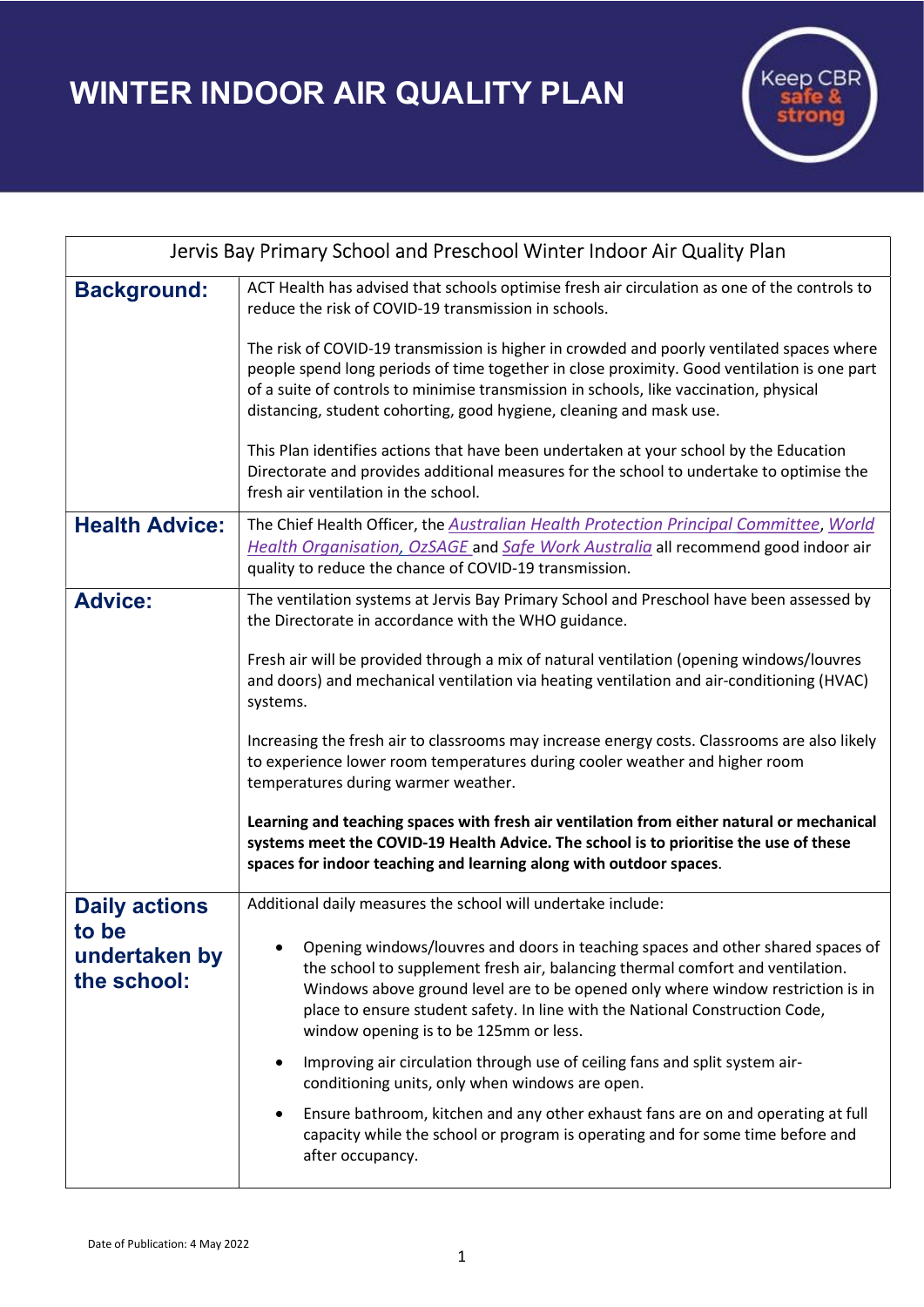# WINTER INDOOR AIR QUALITY PLAN

Keep CBR safe & strong

| Jervis Bay Primary School and Preschool Winter Indoor Air Quality Plan | |
|---|---|
| **Background:** | ACT Health has advised that schools optimise fresh air circulation as one of the controls to reduce the risk of COVID-19 transmission in schools.<br><br>The risk of COVID-19 transmission is higher in crowded and poorly ventilated spaces where people spend long periods of time together in close proximity. Good ventilation is one part of a suite of controls to minimise transmission in schools, like vaccination, physical distancing, student cohorting, good hygiene, cleaning and mask use.<br><br>This Plan identifies actions that have been undertaken at your school by the Education Directorate and provides additional measures for the school to undertake to optimise the fresh air ventilation in the school. |
| **Health Advice:** | The Chief Health Officer, the *Australian Health Protection Principal Committee*, *World Health Organisation*, *OzSAGE* and *Safe Work Australia* all recommend good indoor air quality to reduce the chance of COVID-19 transmission. |
| **Advice:** | The ventilation systems at Jervis Bay Primary School and Preschool have been assessed by the Directorate in accordance with the WHO guidance.<br><br>Fresh air will be provided through a mix of natural ventilation (opening windows/louvres and doors) and mechanical ventilation via heating ventilation and air-conditioning (HVAC) systems.<br><br>Increasing the fresh air to classrooms may increase energy costs. Classrooms are also likely to experience lower room temperatures during cooler weather and higher room temperatures during warmer weather.<br><br>**Learning and teaching spaces with fresh air ventilation from either natural or mechanical systems meet the COVID-19 Health Advice. The school is to prioritise the use of these spaces for indoor teaching and learning along with outdoor spaces**. |
| **Daily actions to be undertaken by the school:** | Additional daily measures the school will undertake include:<br><br>• Opening windows/louvres and doors in teaching spaces and other shared spaces of the school to supplement fresh air, balancing thermal comfort and ventilation. Windows above ground level are to be opened only where window restriction is in place to ensure student safety. In line with the National Construction Code, window opening is to be 125mm or less.<br><br>• Improving air circulation through use of ceiling fans and split system air-conditioning units, only when windows are open.<br><br>• Ensure bathroom, kitchen and any other exhaust fans are on and operating at full capacity while the school or program is operating and for some time before and after occupancy. |

Date of Publication: 4 May 2022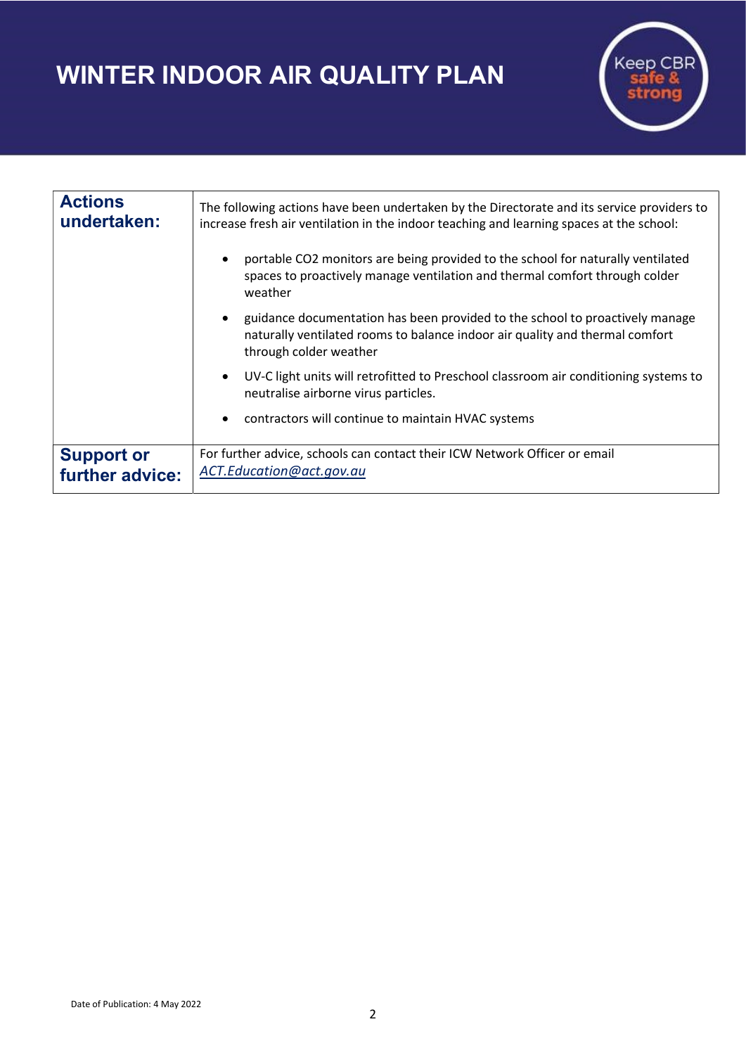# WINTER INDOOR AIR QUALITY PLAN

| | |
|---|---|
| **Actions undertaken:** | The following actions have been undertaken by the Directorate and its service providers to increase fresh air ventilation in the indoor teaching and learning spaces at the school:<br><br>• portable CO2 monitors are being provided to the school for naturally ventilated spaces to proactively manage ventilation and thermal comfort through colder weather<br>• guidance documentation has been provided to the school to proactively manage naturally ventilated rooms to balance indoor air quality and thermal comfort through colder weather<br>• UV-C light units will retrofitted to Preschool classroom air conditioning systems to neutralise airborne virus particles.<br>• contractors will continue to maintain HVAC systems |
| **Support or further advice:** | For further advice, schools can contact their ICW Network Officer or email *ACT.Education@act.gov.au* |

Date of Publication: 4 May 2022